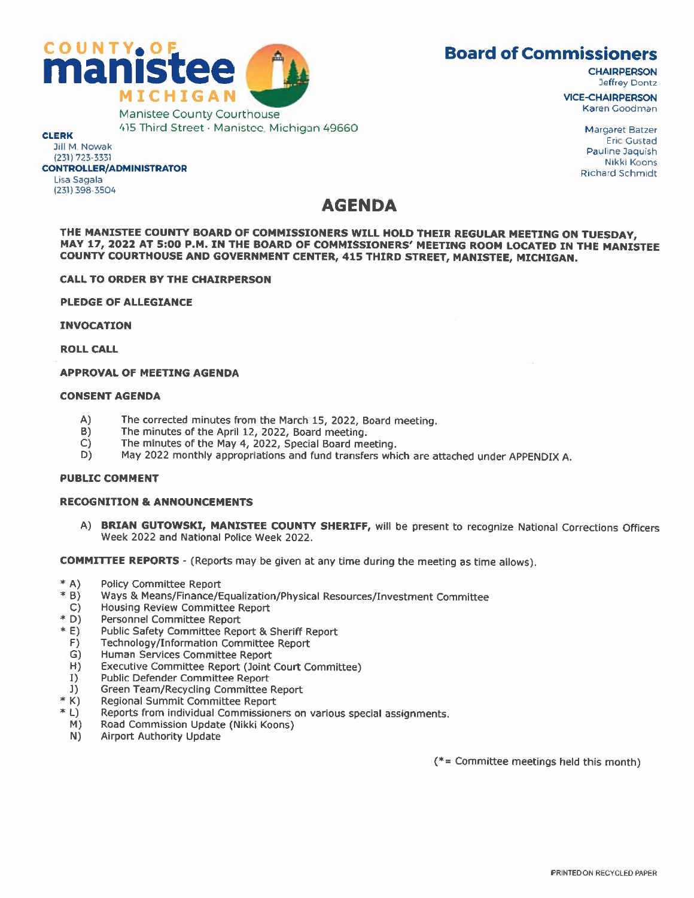# COUNTY OF manistee MICHIGAN

Manistee County Courthouse
415 Third Street · Manistee, Michigan 49660

**CLERK**
Jill M. Nowak
(231) 723-3331

**CONTROLLER/ADMINISTRATOR**
Lisa Sagala
(231) 398-3504

## Board of Commissioners

**CHAIRPERSON**
Jeffrey Dontz

**VICE-CHAIRPERSON**
Karen Goodman

Margaret Batzer
Eric Gustad
Pauline Jaquish
Nikki Koons
Richard Schmidt

# AGENDA

**THE MANISTEE COUNTY BOARD OF COMMISSIONERS WILL HOLD THEIR REGULAR MEETING ON TUESDAY, MAY 17, 2022 AT 5:00 P.M. IN THE BOARD OF COMMISSIONERS' MEETING ROOM LOCATED IN THE MANISTEE COUNTY COURTHOUSE AND GOVERNMENT CENTER, 415 THIRD STREET, MANISTEE, MICHIGAN.**

**CALL TO ORDER BY THE CHAIRPERSON**

**PLEDGE OF ALLEGIANCE**

**INVOCATION**

**ROLL CALL**

**APPROVAL OF MEETING AGENDA**

**CONSENT AGENDA**

A) The corrected minutes from the March 15, 2022, Board meeting.
B) The minutes of the April 12, 2022, Board meeting.
C) The minutes of the May 4, 2022, Special Board meeting.
D) May 2022 monthly appropriations and fund transfers which are attached under APPENDIX A.

**PUBLIC COMMENT**

**RECOGNITION & ANNOUNCEMENTS**

A) **BRIAN GUTOWSKI, MANISTEE COUNTY SHERIFF,** will be present to recognize National Corrections Officers Week 2022 and National Police Week 2022.

**COMMITTEE REPORTS** - (Reports may be given at any time during the meeting as time allows).

\* A) Policy Committee Report
\* B) Ways & Means/Finance/Equalization/Physical Resources/Investment Committee
C) Housing Review Committee Report
\* D) Personnel Committee Report
\* E) Public Safety Committee Report & Sheriff Report
F) Technology/Information Committee Report
G) Human Services Committee Report
H) Executive Committee Report (Joint Court Committee)
I) Public Defender Committee Report
J) Green Team/Recycling Committee Report
\* K) Regional Summit Committee Report
\* L) Reports from individual Commissioners on various special assignments.
M) Road Commission Update (Nikki Koons)
N) Airport Authority Update

(*= Committee meetings held this month)

PRINTED ON RECYCLED PAPER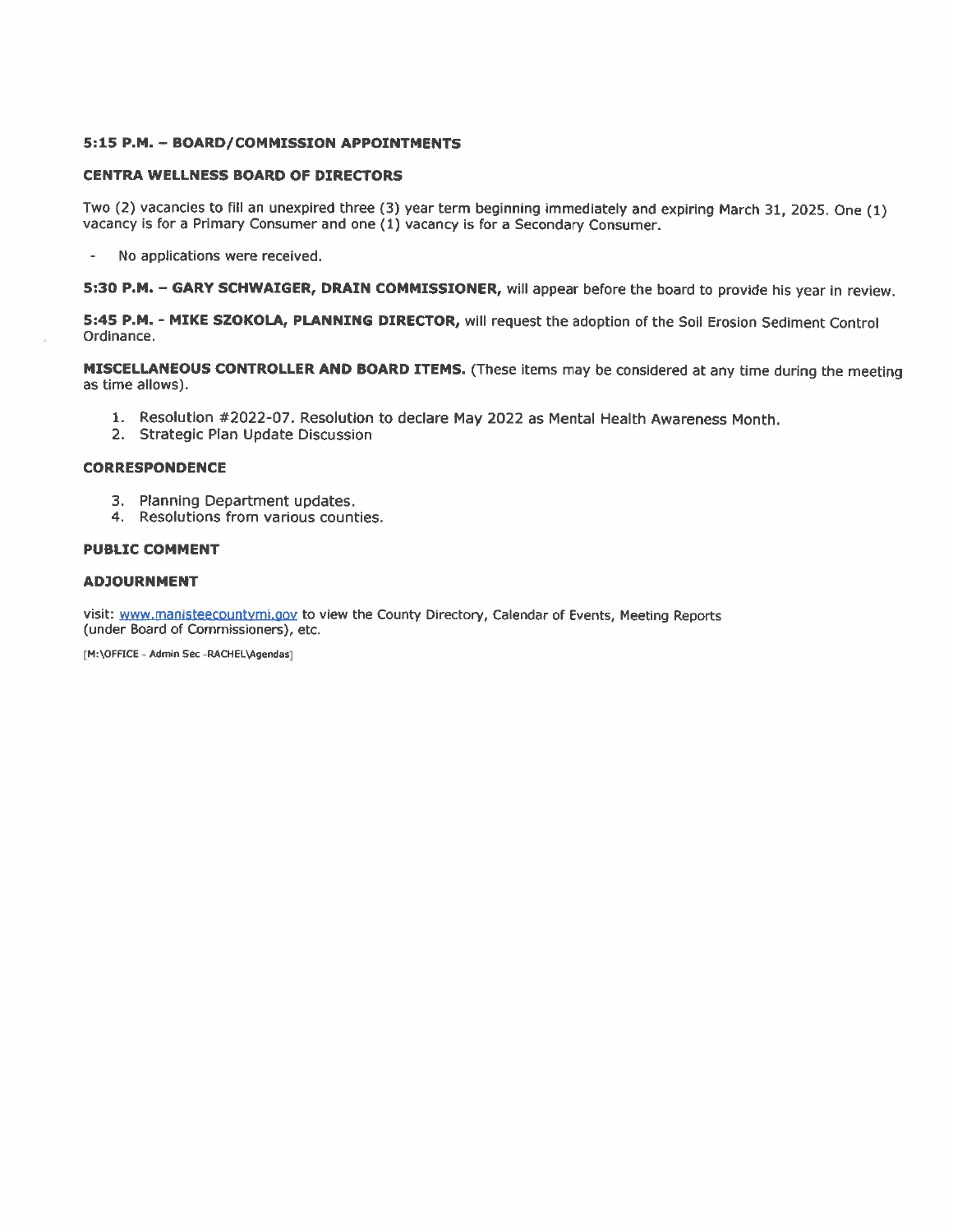**5:15 P.M. – BOARD/COMMISSION APPOINTMENTS**

**CENTRA WELLNESS BOARD OF DIRECTORS**

Two (2) vacancies to fill an unexpired three (3) year term beginning immediately and expiring March 31, 2025. One (1) vacancy is for a Primary Consumer and one (1) vacancy is for a Secondary Consumer.

- No applications were received.

**5:30 P.M. – GARY SCHWAIGER, DRAIN COMMISSIONER,** will appear before the board to provide his year in review.

**5:45 P.M. - MIKE SZOKOLA, PLANNING DIRECTOR,** will request the adoption of the Soil Erosion Sediment Control Ordinance.

**MISCELLANEOUS CONTROLLER AND BOARD ITEMS.** (These items may be considered at any time during the meeting as time allows).

1. Resolution #2022-07. Resolution to declare May 2022 as Mental Health Awareness Month.
2. Strategic Plan Update Discussion

**CORRESPONDENCE**

3. Planning Department updates.
4. Resolutions from various counties.

**PUBLIC COMMENT**

**ADJOURNMENT**

visit: www.manisteecountymi.gov to view the County Directory, Calendar of Events, Meeting Reports (under Board of Commissioners), etc.

[M:\OFFICE - Admin Sec -RACHEL\Agendas]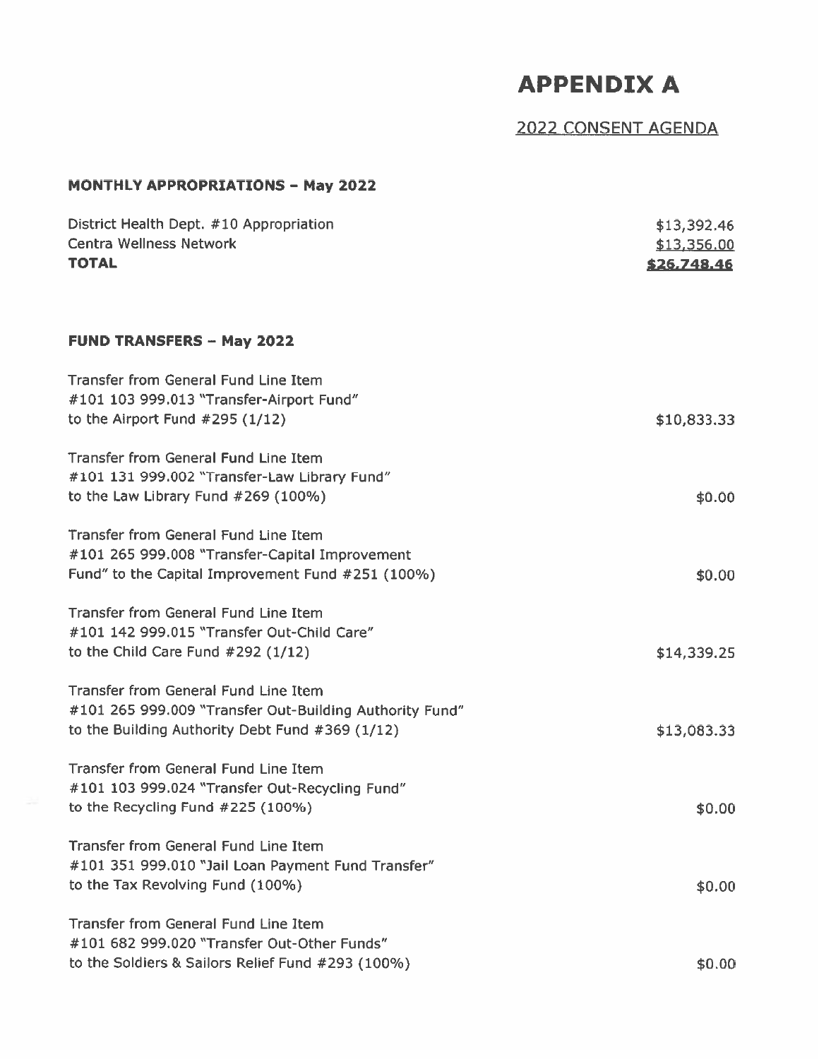# APPENDIX A

## 2022 CONSENT AGENDA

### MONTHLY APPROPRIATIONS – May 2022

| | |
|---|---|
| District Health Dept. #10 Appropriation | $13,392.46 |
| Centra Wellness Network | $13,356.00 |
| **TOTAL** | **$26,748.46** |

### FUND TRANSFERS – May 2022

| | |
|---|---|
| Transfer from General Fund Line Item #101 103 999.013 "Transfer-Airport Fund" to the Airport Fund #295 (1/12) | $10,833.33 |
| Transfer from General Fund Line Item #101 131 999.002 "Transfer-Law Library Fund" to the Law Library Fund #269 (100%) | $0.00 |
| Transfer from General Fund Line Item #101 265 999.008 "Transfer-Capital Improvement Fund" to the Capital Improvement Fund #251 (100%) | $0.00 |
| Transfer from General Fund Line Item #101 142 999.015 "Transfer Out-Child Care" to the Child Care Fund #292 (1/12) | $14,339.25 |
| Transfer from General Fund Line Item #101 265 999.009 "Transfer Out-Building Authority Fund" to the Building Authority Debt Fund #369 (1/12) | $13,083.33 |
| Transfer from General Fund Line Item #101 103 999.024 "Transfer Out-Recycling Fund" to the Recycling Fund #225 (100%) | $0.00 |
| Transfer from General Fund Line Item #101 351 999.010 "Jail Loan Payment Fund Transfer" to the Tax Revolving Fund (100%) | $0.00 |
| Transfer from General Fund Line Item #101 682 999.020 "Transfer Out-Other Funds" to the Soldiers & Sailors Relief Fund #293 (100%) | $0.00 |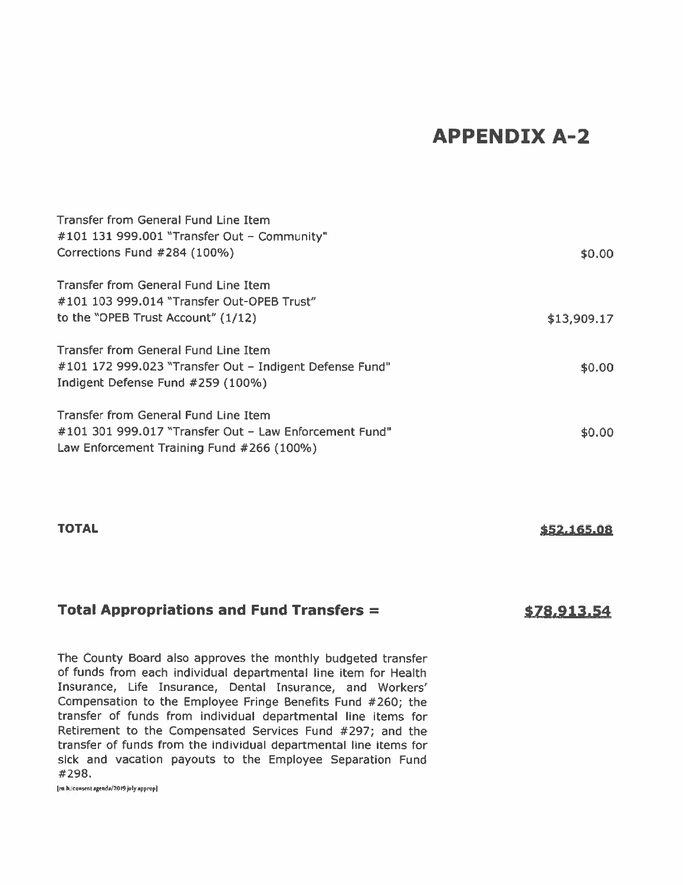# APPENDIX A-2

| | |
|---|---|
| Transfer from General Fund Line Item #101 131 999.001 "Transfer Out – Community" Corrections Fund #284 (100%) | $0.00 |
| Transfer from General Fund Line Item #101 103 999.014 "Transfer Out-OPEB Trust" to the "OPEB Trust Account" (1/12) | $13,909.17 |
| Transfer from General Fund Line Item #101 172 999.023 "Transfer Out – Indigent Defense Fund" Indigent Defense Fund #259 (100%) | $0.00 |
| Transfer from General Fund Line Item #101 301 999.017 "Transfer Out – Law Enforcement Fund" Law Enforcement Training Fund #266 (100%) | $0.00 |
| **TOTAL** | **$52,165.08** |

**Total Appropriations and Fund Transfers = $78,913.54**

The County Board also approves the monthly budgeted transfer of funds from each individual departmental line item for Health Insurance, Life Insurance, Dental Insurance, and Workers' Compensation to the Employee Fringe Benefits Fund #260; the transfer of funds from individual departmental line items for Retirement to the Compensated Services Fund #297; and the transfer of funds from the individual departmental line items for sick and vacation payouts to the Employee Separation Fund #298.

[rn h/consent agenda/2019 july approp]